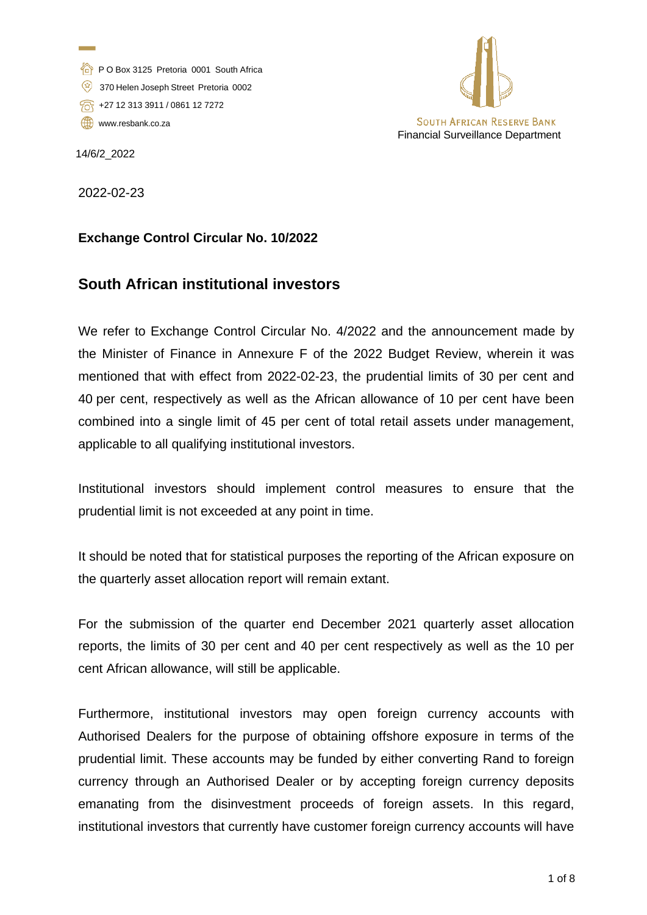P O Box 3125 Pretoria 0001 South Africa
370 Helen Joseph Street Pretoria 0002
+27 12 313 3911 / 0861 12 7272
www.resbank.co.za

SOUTH AFRICAN RESERVE BANK
Financial Surveillance Department

14/6/2_2022

2022-02-23

**Exchange Control Circular No. 10/2022**

## South African institutional investors

We refer to Exchange Control Circular No. 4/2022 and the announcement made by the Minister of Finance in Annexure F of the 2022 Budget Review, wherein it was mentioned that with effect from 2022-02-23, the prudential limits of 30 per cent and 40 per cent, respectively as well as the African allowance of 10 per cent have been combined into a single limit of 45 per cent of total retail assets under management, applicable to all qualifying institutional investors.

Institutional investors should implement control measures to ensure that the prudential limit is not exceeded at any point in time.

It should be noted that for statistical purposes the reporting of the African exposure on the quarterly asset allocation report will remain extant.

For the submission of the quarter end December 2021 quarterly asset allocation reports, the limits of 30 per cent and 40 per cent respectively as well as the 10 per cent African allowance, will still be applicable.

Furthermore, institutional investors may open foreign currency accounts with Authorised Dealers for the purpose of obtaining offshore exposure in terms of the prudential limit. These accounts may be funded by either converting Rand to foreign currency through an Authorised Dealer or by accepting foreign currency deposits emanating from the disinvestment proceeds of foreign assets. In this regard, institutional investors that currently have customer foreign currency accounts will have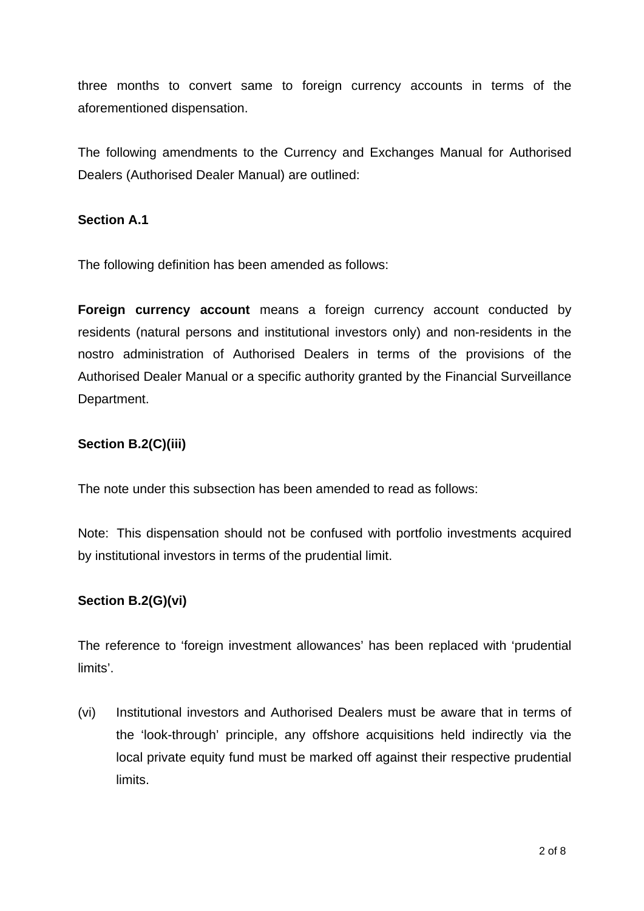three months to convert same to foreign currency accounts in terms of the aforementioned dispensation.

The following amendments to the Currency and Exchanges Manual for Authorised Dealers (Authorised Dealer Manual) are outlined:

**Section A.1**

The following definition has been amended as follows:

**Foreign currency account** means a foreign currency account conducted by residents (natural persons and institutional investors only) and non-residents in the nostro administration of Authorised Dealers in terms of the provisions of the Authorised Dealer Manual or a specific authority granted by the Financial Surveillance Department.

**Section B.2(C)(iii)**

The note under this subsection has been amended to read as follows:

Note: This dispensation should not be confused with portfolio investments acquired by institutional investors in terms of the prudential limit.

**Section B.2(G)(vi)**

The reference to 'foreign investment allowances' has been replaced with 'prudential limits'.

(vi) Institutional investors and Authorised Dealers must be aware that in terms of the 'look-through' principle, any offshore acquisitions held indirectly via the local private equity fund must be marked off against their respective prudential limits.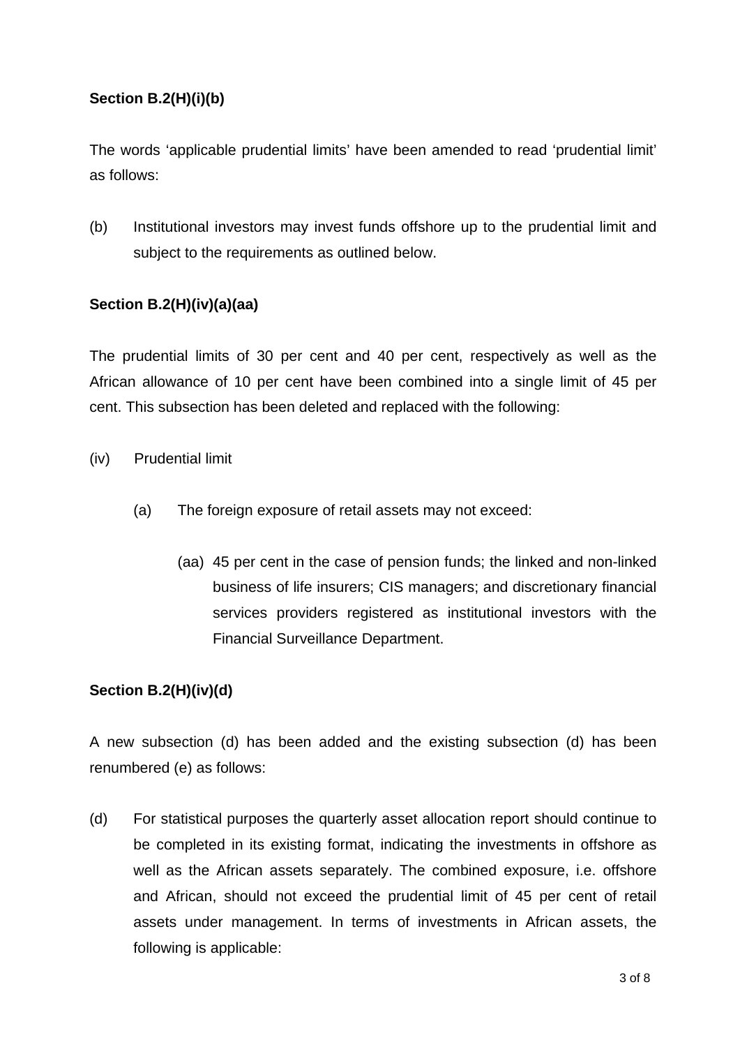**Section B.2(H)(i)(b)**

The words ‘applicable prudential limits’ have been amended to read ‘prudential limit’ as follows:

(b) Institutional investors may invest funds offshore up to the prudential limit and subject to the requirements as outlined below.

**Section B.2(H)(iv)(a)(aa)**

The prudential limits of 30 per cent and 40 per cent, respectively as well as the African allowance of 10 per cent have been combined into a single limit of 45 per cent. This subsection has been deleted and replaced with the following:

(iv) Prudential limit

(a) The foreign exposure of retail assets may not exceed:

(aa) 45 per cent in the case of pension funds; the linked and non-linked business of life insurers; CIS managers; and discretionary financial services providers registered as institutional investors with the Financial Surveillance Department.

**Section B.2(H)(iv)(d)**

A new subsection (d) has been added and the existing subsection (d) has been renumbered (e) as follows:

(d) For statistical purposes the quarterly asset allocation report should continue to be completed in its existing format, indicating the investments in offshore as well as the African assets separately. The combined exposure, i.e. offshore and African, should not exceed the prudential limit of 45 per cent of retail assets under management. In terms of investments in African assets, the following is applicable: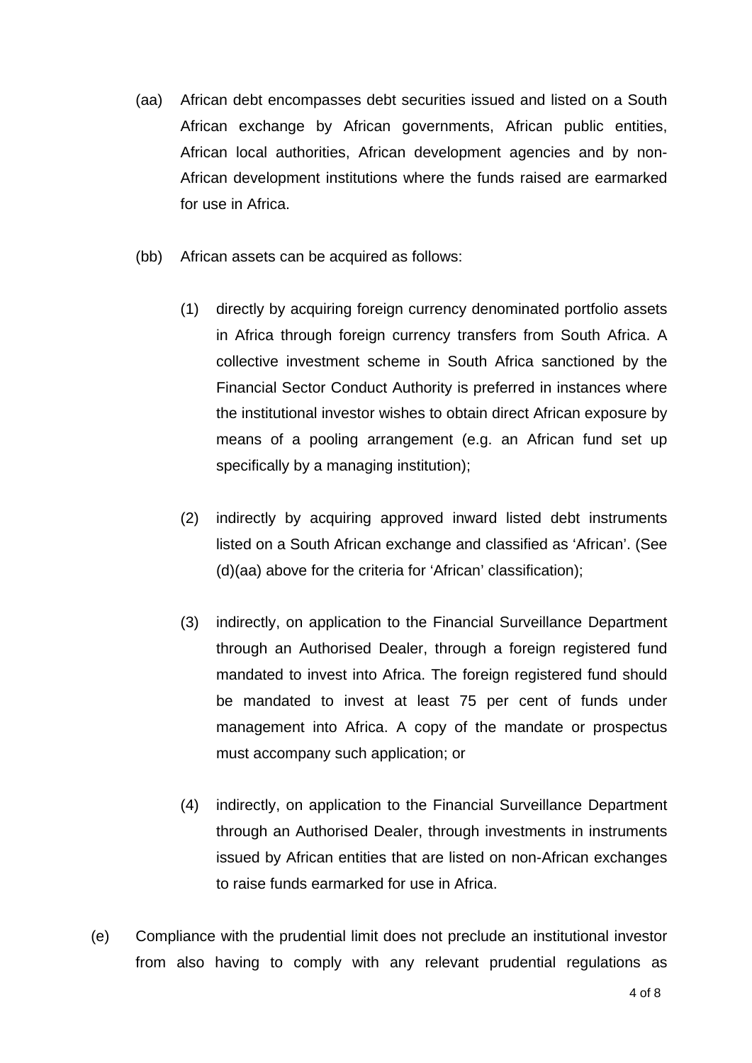(aa) African debt encompasses debt securities issued and listed on a South African exchange by African governments, African public entities, African local authorities, African development agencies and by non-African development institutions where the funds raised are earmarked for use in Africa.

(bb) African assets can be acquired as follows:

(1) directly by acquiring foreign currency denominated portfolio assets in Africa through foreign currency transfers from South Africa. A collective investment scheme in South Africa sanctioned by the Financial Sector Conduct Authority is preferred in instances where the institutional investor wishes to obtain direct African exposure by means of a pooling arrangement (e.g. an African fund set up specifically by a managing institution);

(2) indirectly by acquiring approved inward listed debt instruments listed on a South African exchange and classified as 'African'. (See (d)(aa) above for the criteria for 'African' classification);

(3) indirectly, on application to the Financial Surveillance Department through an Authorised Dealer, through a foreign registered fund mandated to invest into Africa. The foreign registered fund should be mandated to invest at least 75 per cent of funds under management into Africa. A copy of the mandate or prospectus must accompany such application; or

(4) indirectly, on application to the Financial Surveillance Department through an Authorised Dealer, through investments in instruments issued by African entities that are listed on non-African exchanges to raise funds earmarked for use in Africa.

(e) Compliance with the prudential limit does not preclude an institutional investor from also having to comply with any relevant prudential regulations as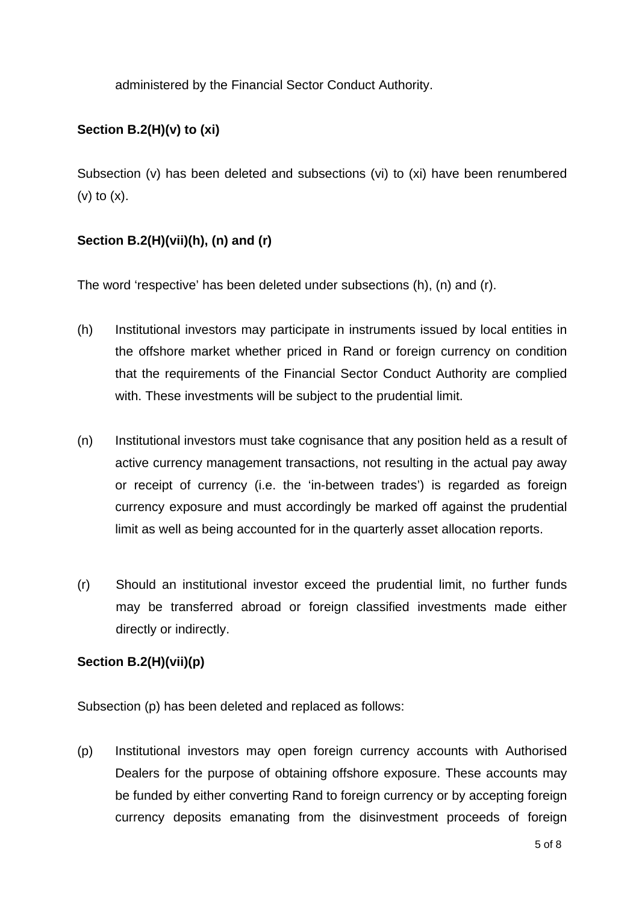administered by the Financial Sector Conduct Authority.

**Section B.2(H)(v) to (xi)**

Subsection (v) has been deleted and subsections (vi) to (xi) have been renumbered (v) to (x).

**Section B.2(H)(vii)(h), (n) and (r)**

The word 'respective' has been deleted under subsections (h), (n) and (r).

(h) Institutional investors may participate in instruments issued by local entities in the offshore market whether priced in Rand or foreign currency on condition that the requirements of the Financial Sector Conduct Authority are complied with. These investments will be subject to the prudential limit.

(n) Institutional investors must take cognisance that any position held as a result of active currency management transactions, not resulting in the actual pay away or receipt of currency (i.e. the 'in-between trades') is regarded as foreign currency exposure and must accordingly be marked off against the prudential limit as well as being accounted for in the quarterly asset allocation reports.

(r) Should an institutional investor exceed the prudential limit, no further funds may be transferred abroad or foreign classified investments made either directly or indirectly.

**Section B.2(H)(vii)(p)**

Subsection (p) has been deleted and replaced as follows:

(p) Institutional investors may open foreign currency accounts with Authorised Dealers for the purpose of obtaining offshore exposure. These accounts may be funded by either converting Rand to foreign currency or by accepting foreign currency deposits emanating from the disinvestment proceeds of foreign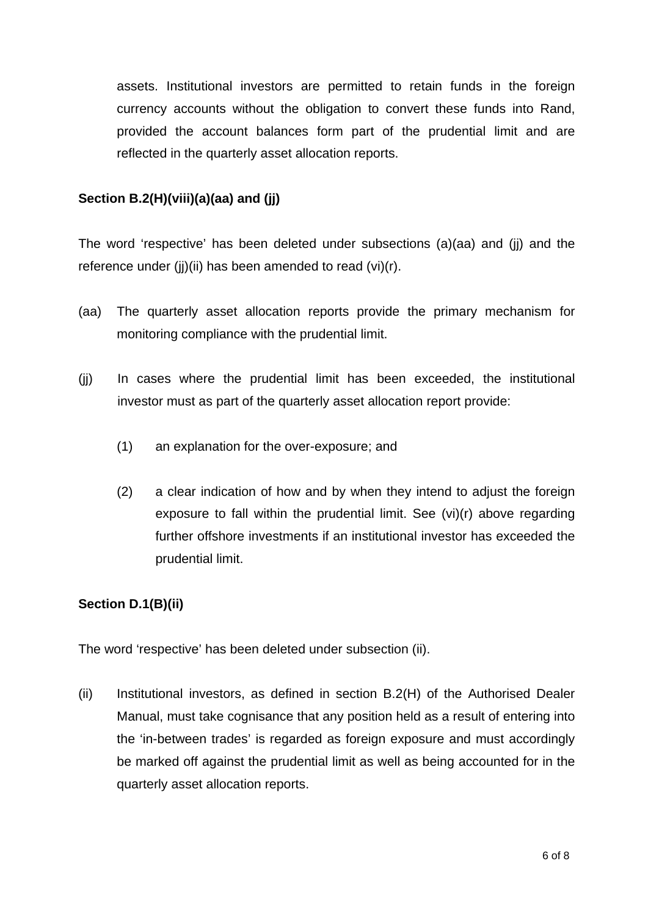assets. Institutional investors are permitted to retain funds in the foreign currency accounts without the obligation to convert these funds into Rand, provided the account balances form part of the prudential limit and are reflected in the quarterly asset allocation reports.

**Section B.2(H)(viii)(a)(aa) and (jj)**

The word 'respective' has been deleted under subsections (a)(aa) and (jj) and the reference under (jj)(ii) has been amended to read (vi)(r).

(aa) The quarterly asset allocation reports provide the primary mechanism for monitoring compliance with the prudential limit.

(jj) In cases where the prudential limit has been exceeded, the institutional investor must as part of the quarterly asset allocation report provide:

(1) an explanation for the over-exposure; and

(2) a clear indication of how and by when they intend to adjust the foreign exposure to fall within the prudential limit. See (vi)(r) above regarding further offshore investments if an institutional investor has exceeded the prudential limit.

**Section D.1(B)(ii)**

The word 'respective' has been deleted under subsection (ii).

(ii) Institutional investors, as defined in section B.2(H) of the Authorised Dealer Manual, must take cognisance that any position held as a result of entering into the 'in-between trades' is regarded as foreign exposure and must accordingly be marked off against the prudential limit as well as being accounted for in the quarterly asset allocation reports.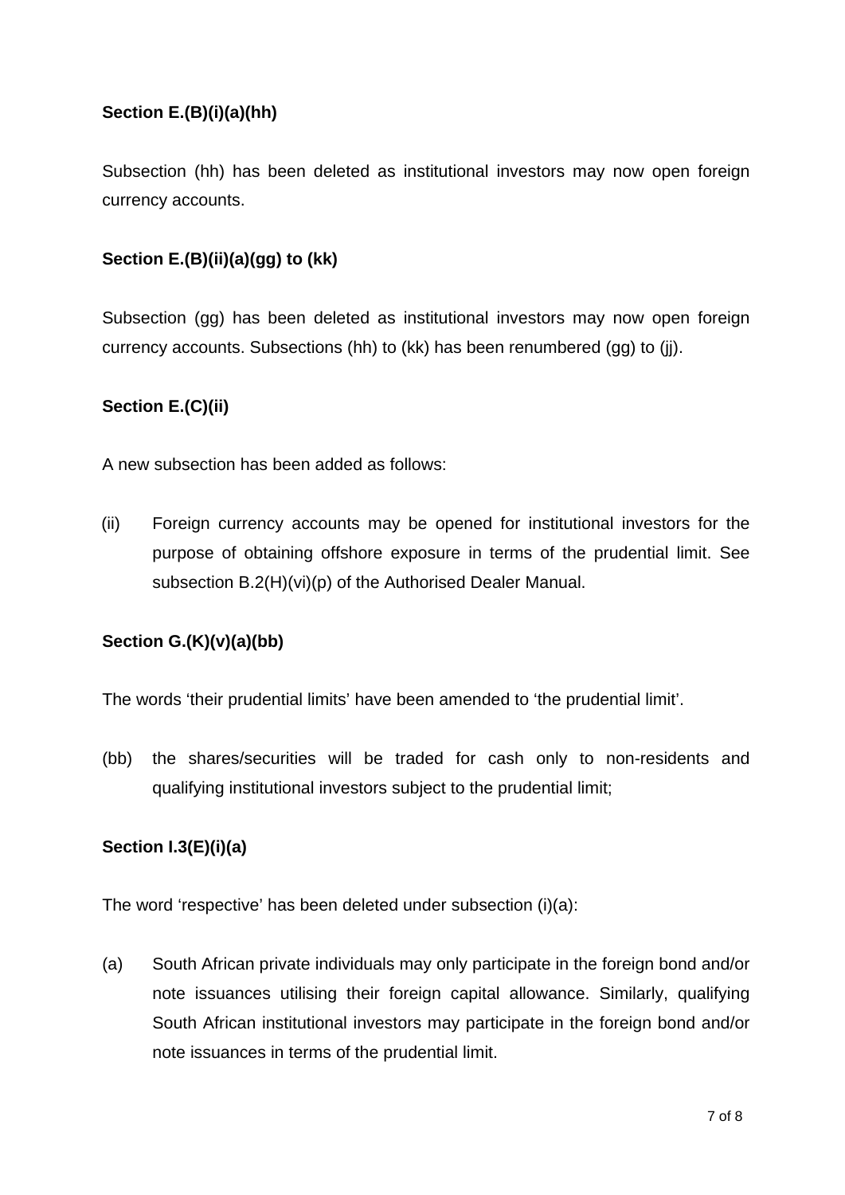**Section E.(B)(i)(a)(hh)**

Subsection (hh) has been deleted as institutional investors may now open foreign currency accounts.

**Section E.(B)(ii)(a)(gg) to (kk)**

Subsection (gg) has been deleted as institutional investors may now open foreign currency accounts. Subsections (hh) to (kk) has been renumbered (gg) to (jj).

**Section E.(C)(ii)**

A new subsection has been added as follows:

(ii) Foreign currency accounts may be opened for institutional investors for the purpose of obtaining offshore exposure in terms of the prudential limit. See subsection B.2(H)(vi)(p) of the Authorised Dealer Manual.

**Section G.(K)(v)(a)(bb)**

The words 'their prudential limits' have been amended to 'the prudential limit'.

(bb) the shares/securities will be traded for cash only to non-residents and qualifying institutional investors subject to the prudential limit;

**Section I.3(E)(i)(a)**

The word 'respective' has been deleted under subsection (i)(a):

(a) South African private individuals may only participate in the foreign bond and/or note issuances utilising their foreign capital allowance. Similarly, qualifying South African institutional investors may participate in the foreign bond and/or note issuances in terms of the prudential limit.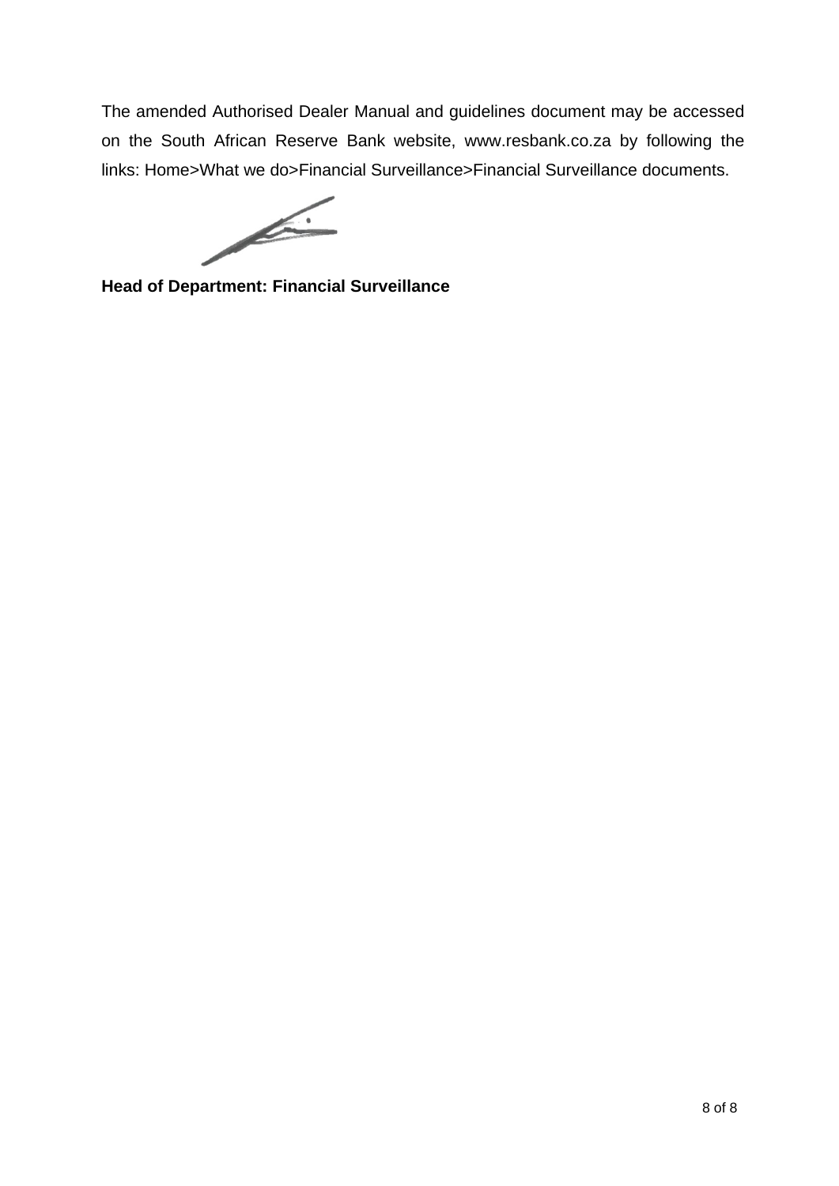The amended Authorised Dealer Manual and guidelines document may be accessed on the South African Reserve Bank website, www.resbank.co.za by following the links: Home>What we do>Financial Surveillance>Financial Surveillance documents.

**Head of Department: Financial Surveillance**